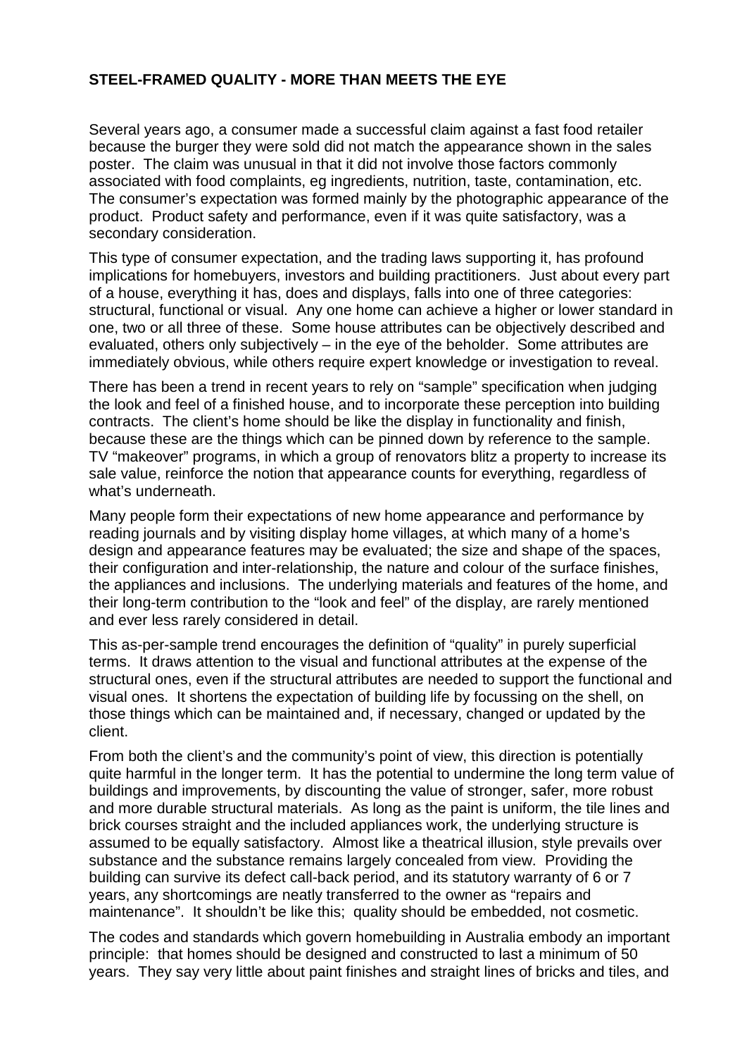**STEEL-FRAMED QUALITY - MORE THAN MEETS THE EYE**

Several years ago, a consumer made a successful claim against a fast food retailer because the burger they were sold did not match the appearance shown in the sales poster. The claim was unusual in that it did not involve those factors commonly associated with food complaints, eg ingredients, nutrition, taste, contamination, etc. The consumer's expectation was formed mainly by the photographic appearance of the product. Product safety and performance, even if it was quite satisfactory, was a secondary consideration.

This type of consumer expectation, and the trading laws supporting it, has profound implications for homebuyers, investors and building practitioners. Just about every part of a house, everything it has, does and displays, falls into one of three categories: structural, functional or visual. Any one home can achieve a higher or lower standard in one, two or all three of these. Some house attributes can be objectively described and evaluated, others only subjectively – in the eye of the beholder. Some attributes are immediately obvious, while others require expert knowledge or investigation to reveal.

There has been a trend in recent years to rely on "sample" specification when judging the look and feel of a finished house, and to incorporate these perception into building contracts. The client's home should be like the display in functionality and finish, because these are the things which can be pinned down by reference to the sample. TV "makeover" programs, in which a group of renovators blitz a property to increase its sale value, reinforce the notion that appearance counts for everything, regardless of what's underneath.

Many people form their expectations of new home appearance and performance by reading journals and by visiting display home villages, at which many of a home's design and appearance features may be evaluated; the size and shape of the spaces, their configuration and inter-relationship, the nature and colour of the surface finishes, the appliances and inclusions. The underlying materials and features of the home, and their long-term contribution to the "look and feel" of the display, are rarely mentioned and ever less rarely considered in detail.

This as-per-sample trend encourages the definition of "quality" in purely superficial terms. It draws attention to the visual and functional attributes at the expense of the structural ones, even if the structural attributes are needed to support the functional and visual ones. It shortens the expectation of building life by focussing on the shell, on those things which can be maintained and, if necessary, changed or updated by the client.

From both the client's and the community's point of view, this direction is potentially quite harmful in the longer term. It has the potential to undermine the long term value of buildings and improvements, by discounting the value of stronger, safer, more robust and more durable structural materials. As long as the paint is uniform, the tile lines and brick courses straight and the included appliances work, the underlying structure is assumed to be equally satisfactory. Almost like a theatrical illusion, style prevails over substance and the substance remains largely concealed from view. Providing the building can survive its defect call-back period, and its statutory warranty of 6 or 7 years, any shortcomings are neatly transferred to the owner as "repairs and maintenance". It shouldn't be like this; quality should be embedded, not cosmetic.

The codes and standards which govern homebuilding in Australia embody an important principle: that homes should be designed and constructed to last a minimum of 50 years. They say very little about paint finishes and straight lines of bricks and tiles, and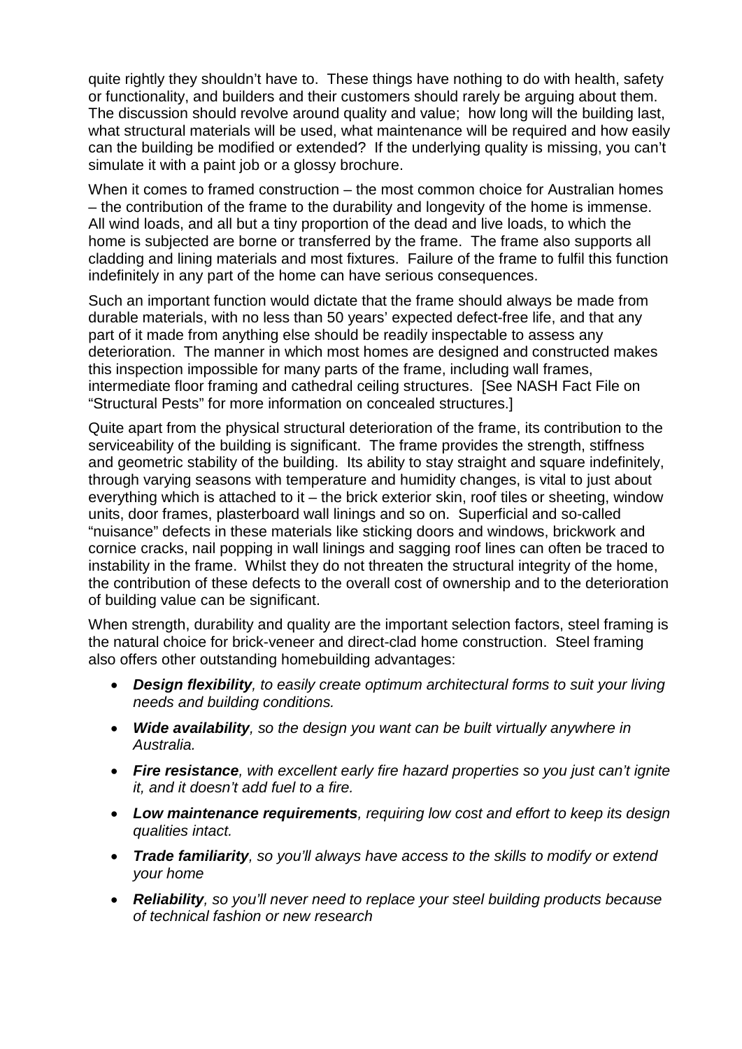quite rightly they shouldn't have to. These things have nothing to do with health, safety or functionality, and builders and their customers should rarely be arguing about them. The discussion should revolve around quality and value; how long will the building last, what structural materials will be used, what maintenance will be required and how easily can the building be modified or extended? If the underlying quality is missing, you can't simulate it with a paint job or a glossy brochure.

When it comes to framed construction – the most common choice for Australian homes – the contribution of the frame to the durability and longevity of the home is immense. All wind loads, and all but a tiny proportion of the dead and live loads, to which the home is subjected are borne or transferred by the frame. The frame also supports all cladding and lining materials and most fixtures. Failure of the frame to fulfil this function indefinitely in any part of the home can have serious consequences.

Such an important function would dictate that the frame should always be made from durable materials, with no less than 50 years' expected defect-free life, and that any part of it made from anything else should be readily inspectable to assess any deterioration. The manner in which most homes are designed and constructed makes this inspection impossible for many parts of the frame, including wall frames, intermediate floor framing and cathedral ceiling structures. [See NASH Fact File on "Structural Pests" for more information on concealed structures.]

Quite apart from the physical structural deterioration of the frame, its contribution to the serviceability of the building is significant. The frame provides the strength, stiffness and geometric stability of the building. Its ability to stay straight and square indefinitely, through varying seasons with temperature and humidity changes, is vital to just about everything which is attached to it – the brick exterior skin, roof tiles or sheeting, window units, door frames, plasterboard wall linings and so on. Superficial and so-called "nuisance" defects in these materials like sticking doors and windows, brickwork and cornice cracks, nail popping in wall linings and sagging roof lines can often be traced to instability in the frame. Whilst they do not threaten the structural integrity of the home, the contribution of these defects to the overall cost of ownership and to the deterioration of building value can be significant.

When strength, durability and quality are the important selection factors, steel framing is the natural choice for brick-veneer and direct-clad home construction. Steel framing also offers other outstanding homebuilding advantages:

- ***Design flexibility**, to easily create optimum architectural forms to suit your living needs and building conditions.*
- ***Wide availability**, so the design you want can be built virtually anywhere in Australia.*
- ***Fire resistance**, with excellent early fire hazard properties so you just can't ignite it, and it doesn't add fuel to a fire.*
- ***Low maintenance requirements**, requiring low cost and effort to keep its design qualities intact.*
- ***Trade familiarity**, so you'll always have access to the skills to modify or extend your home*
- ***Reliability**, so you'll never need to replace your steel building products because of technical fashion or new research*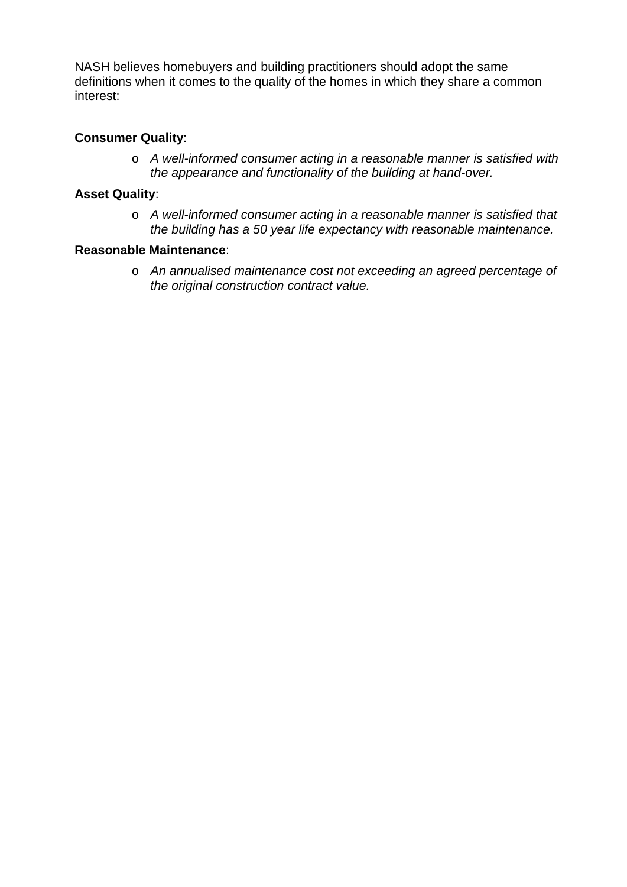NASH believes homebuyers and building practitioners should adopt the same definitions when it comes to the quality of the homes in which they share a common interest:

**Consumer Quality**:

- *A well-informed consumer acting in a reasonable manner is satisfied with the appearance and functionality of the building at hand-over.*

**Asset Quality**:

- *A well-informed consumer acting in a reasonable manner is satisfied that the building has a 50 year life expectancy with reasonable maintenance.*

**Reasonable Maintenance**:

- *An annualised maintenance cost not exceeding an agreed percentage of the original construction contract value.*